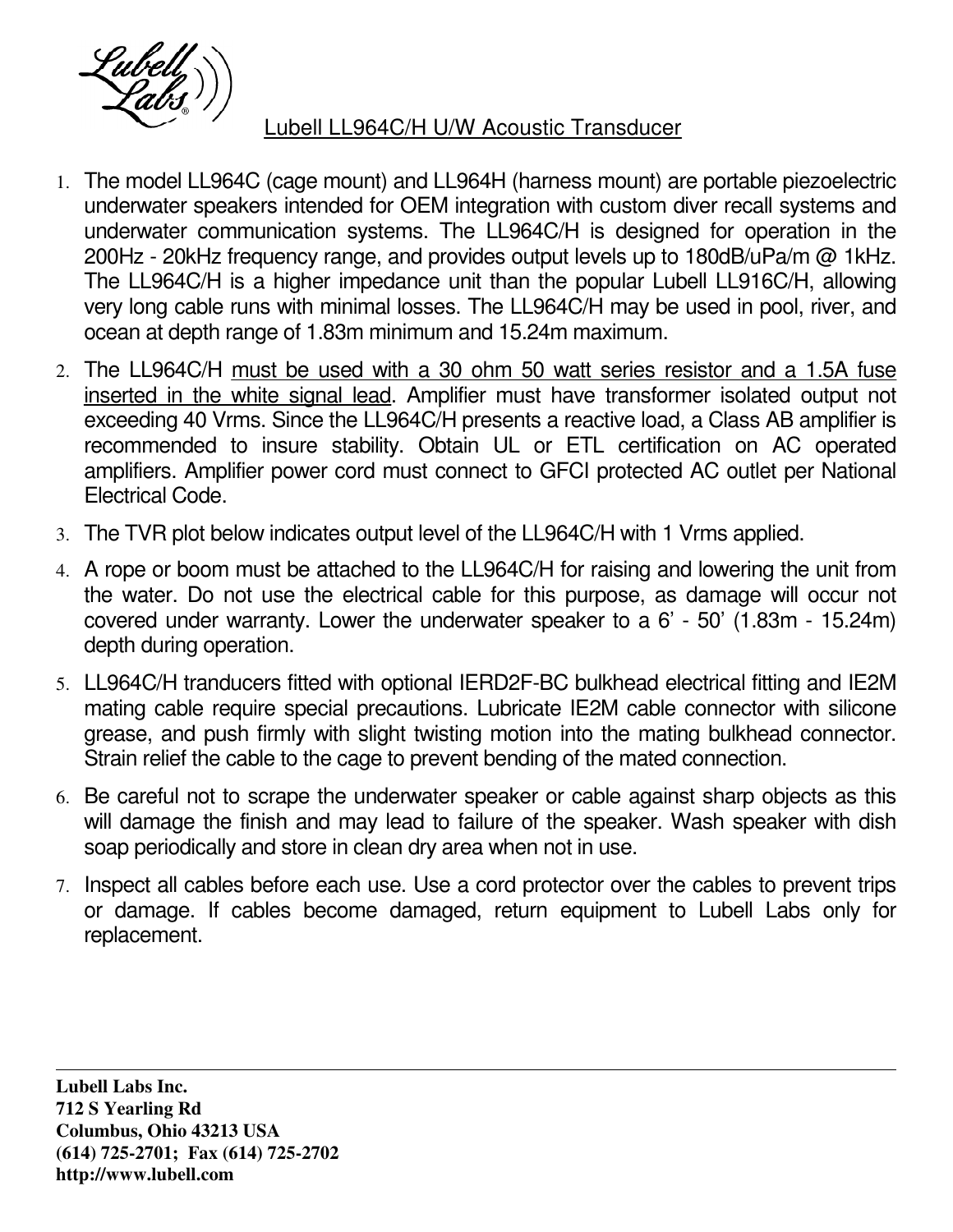# Lubell LL964C/H U/W Acoustic Transducer

1. The model LL964C (cage mount) and LL964H (harness mount) are portable piezoelectric underwater speakers intended for OEM integration with custom diver recall systems and underwater communication systems. The LL964C/H is designed for operation in the 200Hz - 20kHz frequency range, and provides output levels up to 180dB/uPa/m @ 1kHz. The LL964C/H is a higher impedance unit than the popular Lubell LL916C/H, allowing very long cable runs with minimal losses. The LL964C/H may be used in pool, river, and ocean at depth range of 1.83m minimum and 15.24m maximum.
2. The LL964C/H <u>must be used with a 30 ohm 50 watt series resistor and a 1.5A fuse inserted in the white signal lead</u>. Amplifier must have transformer isolated output not exceeding 40 Vrms. Since the LL964C/H presents a reactive load, a Class AB amplifier is recommended to insure stability. Obtain UL or ETL certification on AC operated amplifiers. Amplifier power cord must connect to GFCI protected AC outlet per National Electrical Code.
3. The TVR plot below indicates output level of the LL964C/H with 1 Vrms applied.
4. A rope or boom must be attached to the LL964C/H for raising and lowering the unit from the water. Do not use the electrical cable for this purpose, as damage will occur not covered under warranty. Lower the underwater speaker to a 6' - 50' (1.83m - 15.24m) depth during operation.
5. LL964C/H tranducers fitted with optional IERD2F-BC bulkhead electrical fitting and IE2M mating cable require special precautions. Lubricate IE2M cable connector with silicone grease, and push firmly with slight twisting motion into the mating bulkhead connector. Strain relief the cable to the cage to prevent bending of the mated connection.
6. Be careful not to scrape the underwater speaker or cable against sharp objects as this will damage the finish and may lead to failure of the speaker. Wash speaker with dish soap periodically and store in clean dry area when not in use.
7. Inspect all cables before each use. Use a cord protector over the cables to prevent trips or damage. If cables become damaged, return equipment to Lubell Labs only for replacement.

---

**Lubell Labs Inc.**
**712 S Yearling Rd**
**Columbus, Ohio 43213 USA**
**(614) 725-2701; Fax (614) 725-2702**
**http://www.lubell.com**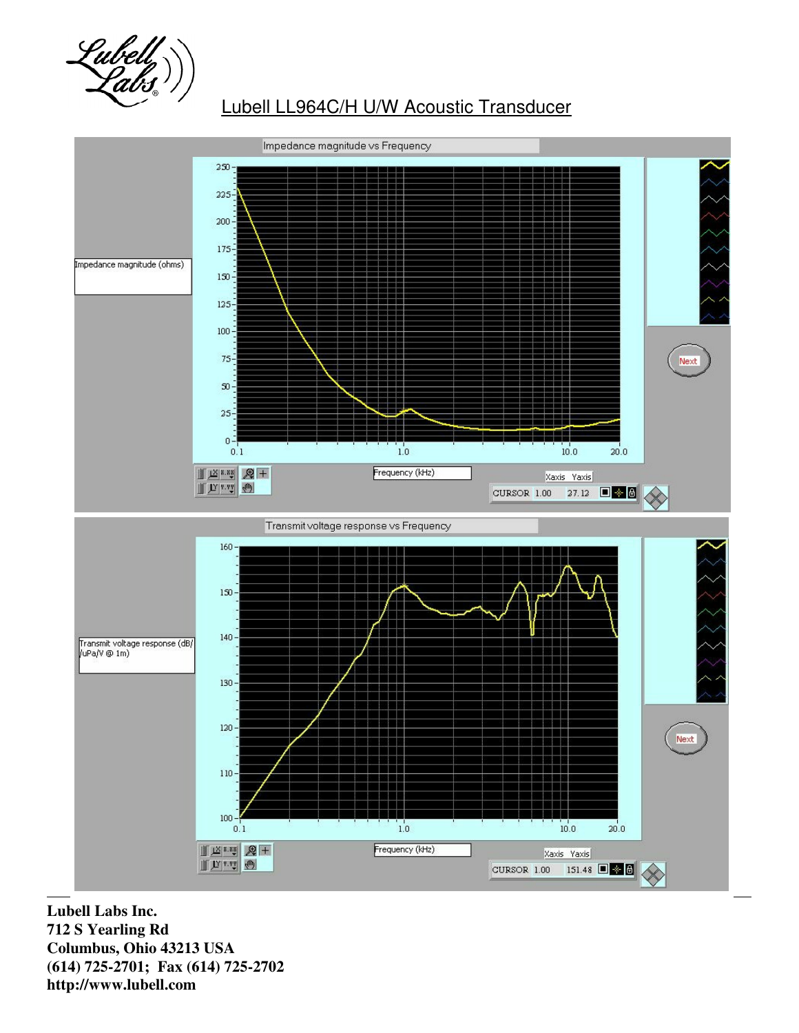Lubell Labs

# Lubell LL964C/H U/W Acoustic Transducer

Impedance magnitude vs Frequency

Impedance magnitude (ohms)

250
225
200
175
150
125
100
75
50
25
0

0.1
1.0
10.0
20.0

Frequency (kHz)

Next

Xaxis Yaxis

CURSOR 1.00 27.12

Transmit voltage response vs Frequency

Transmit voltage response (dB/ /uPa/V @ 1m)

160
150
140
130
120
110
100

0.1
1.0
10.0
20.0

Frequency (kHz)

Next

Xaxis Yaxis

CURSOR 1.00 151.48

**Lubell Labs Inc.**
**712 S Yearling Rd**
**Columbus, Ohio 43213 USA**
**(614) 725-2701; Fax (614) 725-2702**
**http://www.lubell.com**